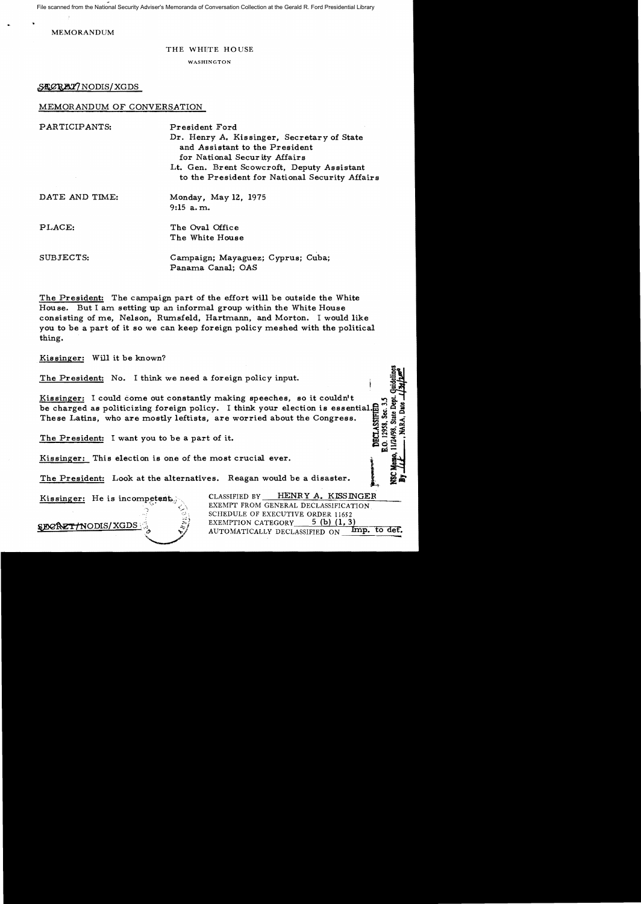File scanned from the National Security Adviser's Memoranda of Conversation Collection at the Gerald R. Ford Presidential Library

MEMORANDUM

THE WHITE HOUSE

WASHINGTON

SECRET/NODIS/XGDS

MEMORANDUM OF CONVERSATION

PARTICIPANTS: President Ford
Dr. Henry A. Kissinger, Secretary of State and Assistant to the President for National Security Affairs
Lt. Gen. Brent Scowcroft, Deputy Assistant to the President for National Security Affairs

DATE AND TIME: Monday, May 12, 1975
9:15 a.m.

PLACE: The Oval Office
The White House

SUBJECTS: Campaign; Mayaguez; Cyprus; Cuba; Panama Canal; OAS

The President: The campaign part of the effort will be outside the White House. But I am setting up an informal group within the White House consisting of me, Nelson, Rumsfeld, Hartmann, and Morton. I would like you to be a part of it so we can keep foreign policy meshed with the political thing.

Kissinger: Will it be known?

The President: No. I think we need a foreign policy input.

Kissinger: I could come out constantly making speeches, so it couldn't be charged as politicizing foreign policy. I think your election is essential. These Latins, who are mostly leftists, are worried about the Congress.

The President: I want you to be a part of it.

Kissinger: This election is one of the most crucial ever.

The President: Look at the alternatives. Reagan would be a disaster.

Kissinger: He is incompetent.

DECLASSIFIED
E.O. 12958, Sec. 3.5
NSC Memo, 11/24/98, State Dept. Guidelines
By ___, NARA, Date ___

SECRET/NODIS/XGDS

CLASSIFIED BY HENRY A. KISSINGER
EXEMPT FROM GENERAL DECLASSIFICATION SCHEDULE OF EXECUTIVE ORDER 11652
EXEMPTION CATEGORY 5 (b) (1, 3)
AUTOMATICALLY DECLASSIFIED ON Imp. to det.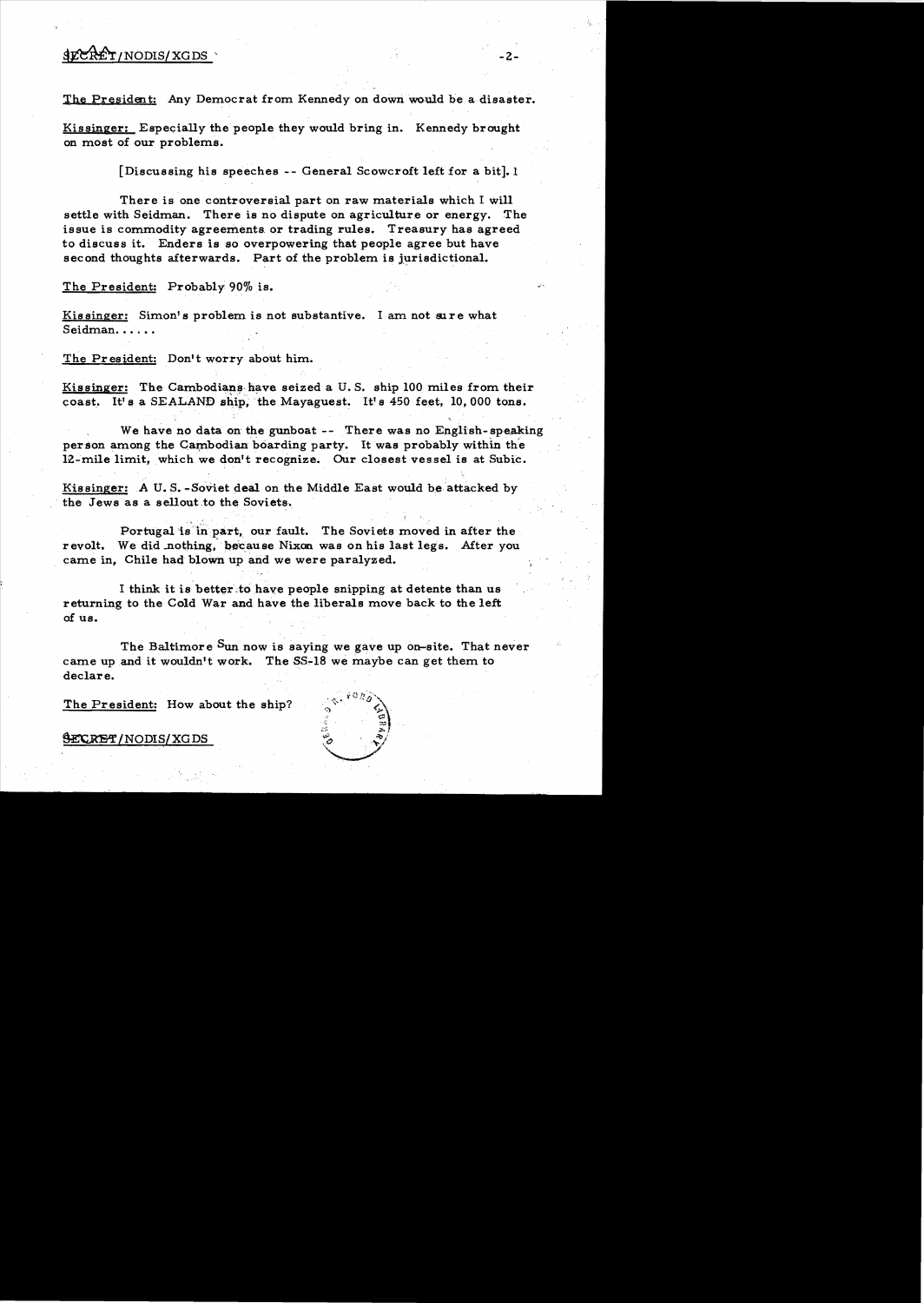The President: Any Democrat from Kennedy on down would be a disaster.

Kissinger: Especially the people they would bring in. Kennedy brought on most of our problems.

[Discussing his speeches -- General Scowcroft left for a bit]. I

There is one controversial part on raw materials which I will settle with Seidman. There is no dispute on agriculture or energy. The issue is commodity agreements or trading rules. Treasury has agreed to discuss it. Enders is so overpowering that people agree but have second thoughts afterwards. Part of the problem is jurisdictional.

The President: Probably 90% is.

Kissinger: Simon's problem is not substantive. I am not sure what Seidman......

The President: Don't worry about him.

Kissinger: The Cambodians have seized a U.S. ship 100 miles from their coast. It's a SEALAND ship, the Mayaguest. It's 450 feet, 10,000 tons.

We have no data on the gunboat -- There was no English-speaking person among the Cambodian boarding party. It was probably within the 12-mile limit, which we don't recognize. Our closest vessel is at Subic.

Kissinger: A U.S.-Soviet deal on the Middle East would be attacked by the Jews as a sellout to the Soviets.

Portugal is in part, our fault. The Soviets moved in after the revolt. We did nothing, because Nixon was on his last legs. After you came in, Chile had blown up and we were paralyzed.

I think it is better to have people snipping at detente than us returning to the Cold War and have the liberals move back to the left of us.

The Baltimore Sun now is saying we gave up on-site. That never came up and it wouldn't work. The SS-18 we maybe can get them to declare.

The President: How about the ship?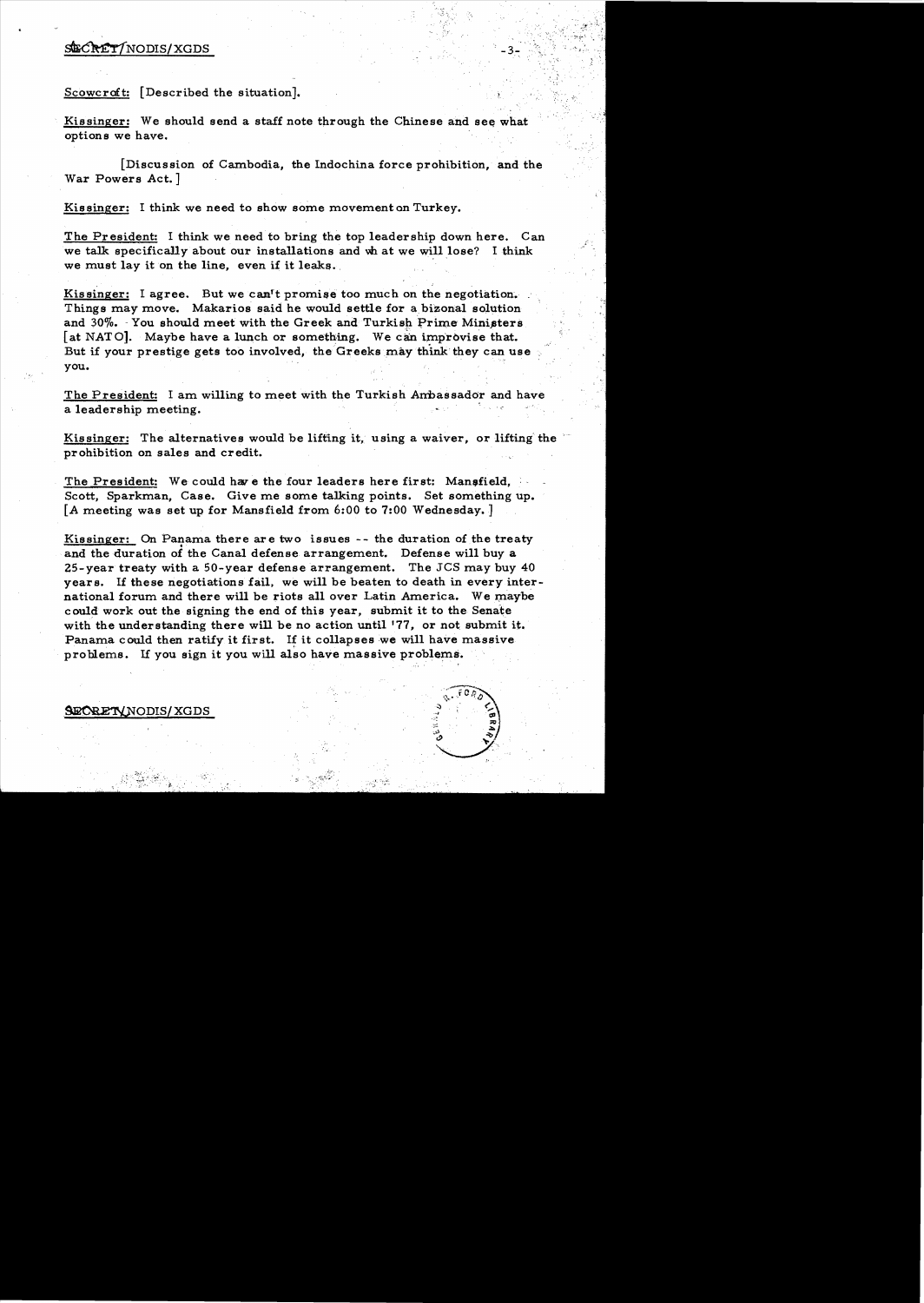Scowcroft: [Described the situation].

Kissinger: We should send a staff note through the Chinese and see what options we have.

[Discussion of Cambodia, the Indochina force prohibition, and the War Powers Act.]

Kissinger: I think we need to show some movement on Turkey.

The President: I think we need to bring the top leadership down here. Can we talk specifically about our installations and what we will lose? I think we must lay it on the line, even if it leaks.

Kissinger: I agree. But we can't promise too much on the negotiation. Things may move. Makarios said he would settle for a bizonal solution and 30%. You should meet with the Greek and Turkish Prime Ministers [at NATO]. Maybe have a lunch or something. We can improvise that. But if your prestige gets too involved, the Greeks may think they can use you.

The President: I am willing to meet with the Turkish Ambassador and have a leadership meeting.

Kissinger: The alternatives would be lifting it, using a waiver, or lifting the prohibition on sales and credit.

The President: We could have the four leaders here first: Mansfield, Scott, Sparkman, Case. Give me some talking points. Set something up. [A meeting was set up for Mansfield from 6:00 to 7:00 Wednesday.]

Kissinger: On Panama there are two issues -- the duration of the treaty and the duration of the Canal defense arrangement. Defense will buy a 25-year treaty with a 50-year defense arrangement. The JCS may buy 40 years. If these negotiations fail, we will be beaten to death in every international forum and there will be riots all over Latin America. We maybe could work out the signing the end of this year, submit it to the Senate with the understanding there will be no action until '77, or not submit it. Panama could then ratify it first. If it collapses we will have massive problems. If you sign it you will also have massive problems.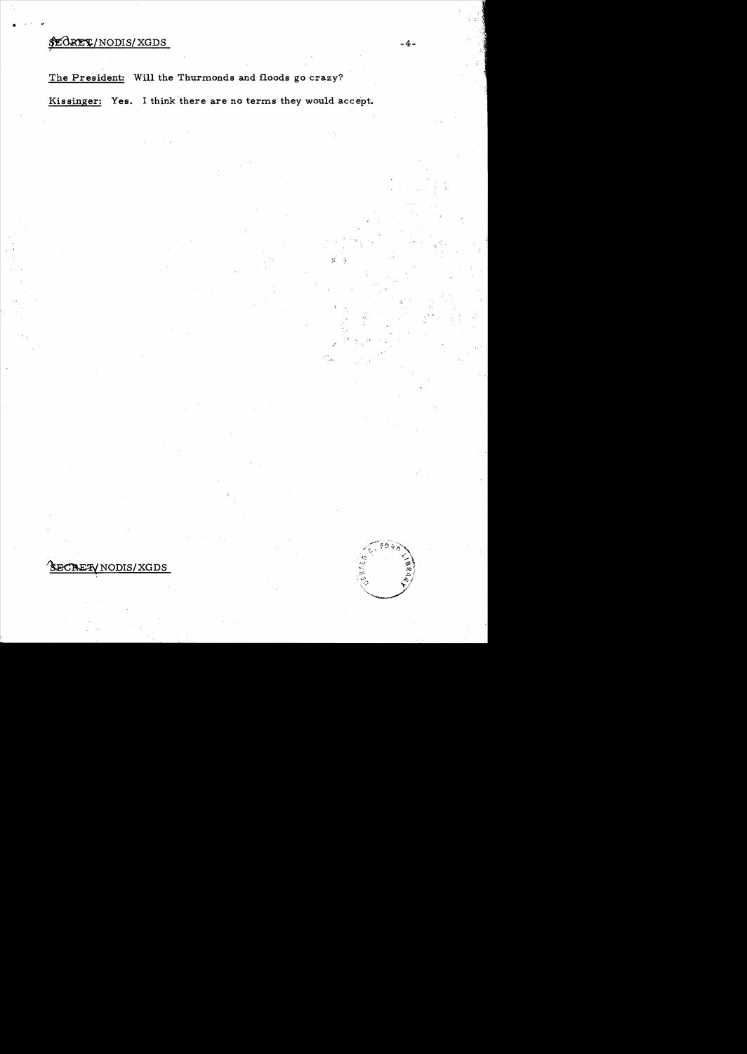The President: Will the Thurmonds and floods go crazy?

Kissinger: Yes. I think there are no terms they would accept.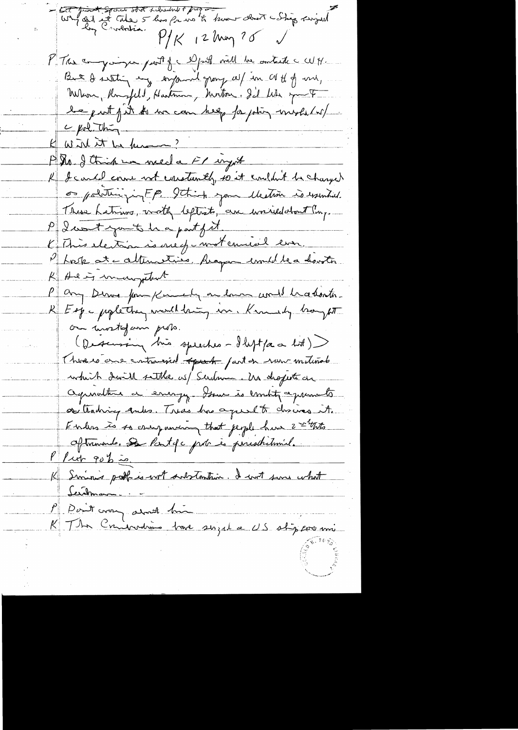– Cut first space shot schedule + progress
Why did it take 5 hrs for us to know about the ship seized by Cambodia.

P/K 12 May 75 ✓

P The campaign part of the Dept will be contested with W.H. But I setting up informal group w/ in W H of me, Nelson, Rumsfeld, Hartmann, Morton. I'd like you to be part of it so we can keep foreign policy mixed w/ the pol. thing.

K Will it be known?

P No. I think we need a FP input

K I could come not constantly, so it couldn't be charged as politicizing FP. I think your election is essential. These Latins, mostly leftists, are worried about Cong.

P I want you to be a part of it.

K This election is crucial – most crucial ever.

P Look at the alternatives. Reagan would be a disaster.

K He is incompetent

P Any Dems from Kennedy on down would be a disaster.

K Esp. the people they would bring in. Kennedy brought on most of our probs.

(Discussing his speeches – I left for a bit)

There is one controversial speech part on raw materials which I will settle w/ Seidman. No dispute on agriculture and energy. Issue is commodity agreements or trading rules. Treas has agreed to discuss it. Enders is so overbearing that people have 2nd thoughts afterwards. So part of the prob is personal.

P Not 90% is.

K Simon's staff is not substantive. I not sure what Seidman...

P Don't worry about him

K The Cambodians have seized a US ship 60 mi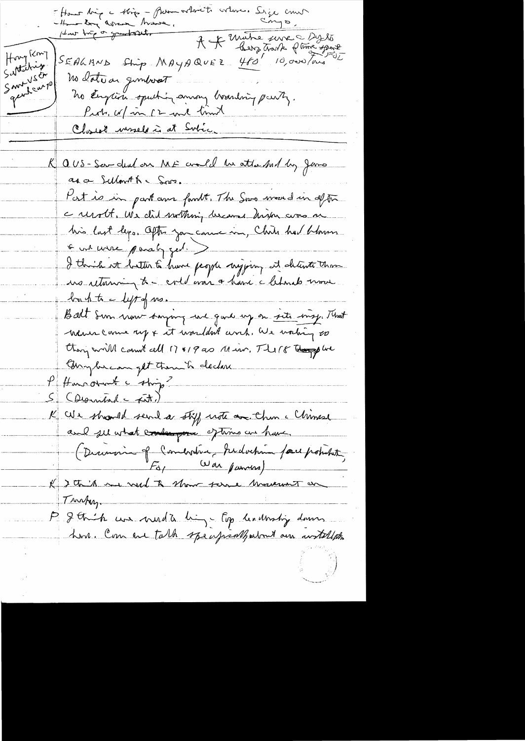- How big a ship – Person of what? where. Size crew
- How long drive there.
- How big a gunboat.

* Make sure c Dyess? – Long track. Phone report

Hong Kong – Sattahip – Saw US ship – gen'l cargo

SEALAND Ship MAYAGUEZ 480' 10,000 tons

No data on gunboat

No English speaking among boarding party.

Prob. w/in 12 mi limit

Closest vessels is at Subic.

K Q US-Sov deal on ME could be attacked by Jews as a sellout to Sovs.

Part is in part our fault. The Sovs moved in after c revolt. We did nothing because Nixon was on his last legs. After you came in, Chile had blown & we were paralyzed.

I think it better to have people nipping at detente than us returning to cold war & have c liberals move back to c left of us.

Both Sen now saying we gave up on site insp. That never came up & it wouldn't work. We waiting so they will count all 17 & 19 as MIRV. The 18 they we – Only be can get them to declare.

P How about c ship?

S (Described c sit.)

K We should send a stiff note to Chinese and get what options we have.

(Discussion of Cambodia, Indochina, force posture, FBI, War powers)

K I think we need to show some movement on Turkey.

P I think we need to bring c top leadership down here. Can we talk specifically about our installations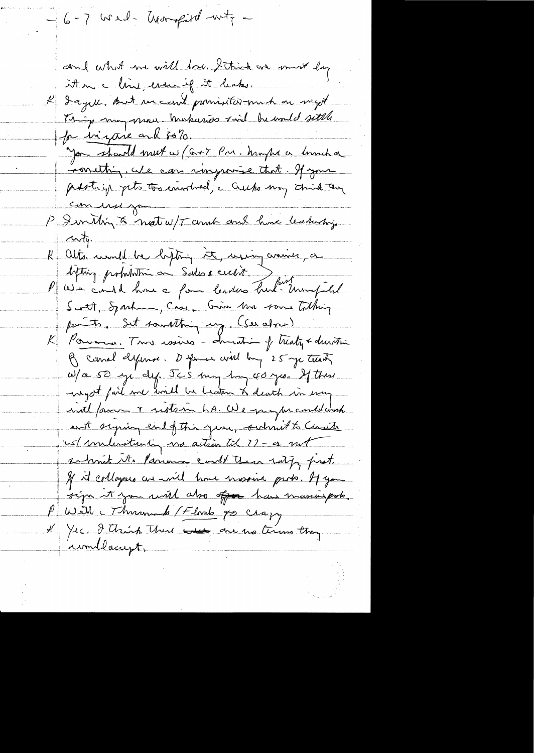– 6-7 Wed – Wingfield mtg –

and what we will lose. I think we must lay it on a line, even if it leaks.

K I agree. But we can't promise too much on migs.

Torrijos may move. Makarios said he would settle for in year and 80%.

You should meet w/ G + PM. Maybe a lunch or something. We can improvise that. If your prestige gets too involved, a Greek may think they can use you.

P Something to meet w/ T could and have leadership mtg.

K Alt. would be lifting it, using waiver, or lifting prohibition on sales & credit.

P We could have a few leaders first – Wingfield Scott, Sparkman, Case. Give me some talking points. Set something up. (See above)

K Panama. Two issues – duration of treaty & duration of canal defense. D force would buy 25 yr treaty w/ a 50 yr def. JCS may buy 40 yrs. If these migs fail we will be beaten to death in every intl forum & riots in LA. We perhaps could work out signing end of this year, submit to Senate w/ understanding no action til 77 – or not submit it. Panama could then ratify first.

If it collapses we will have massive probs. If you sign it you will also have massive probs.

P Will Thurmond / Flood go crazy

K Yes. I think there are no terms they would accept.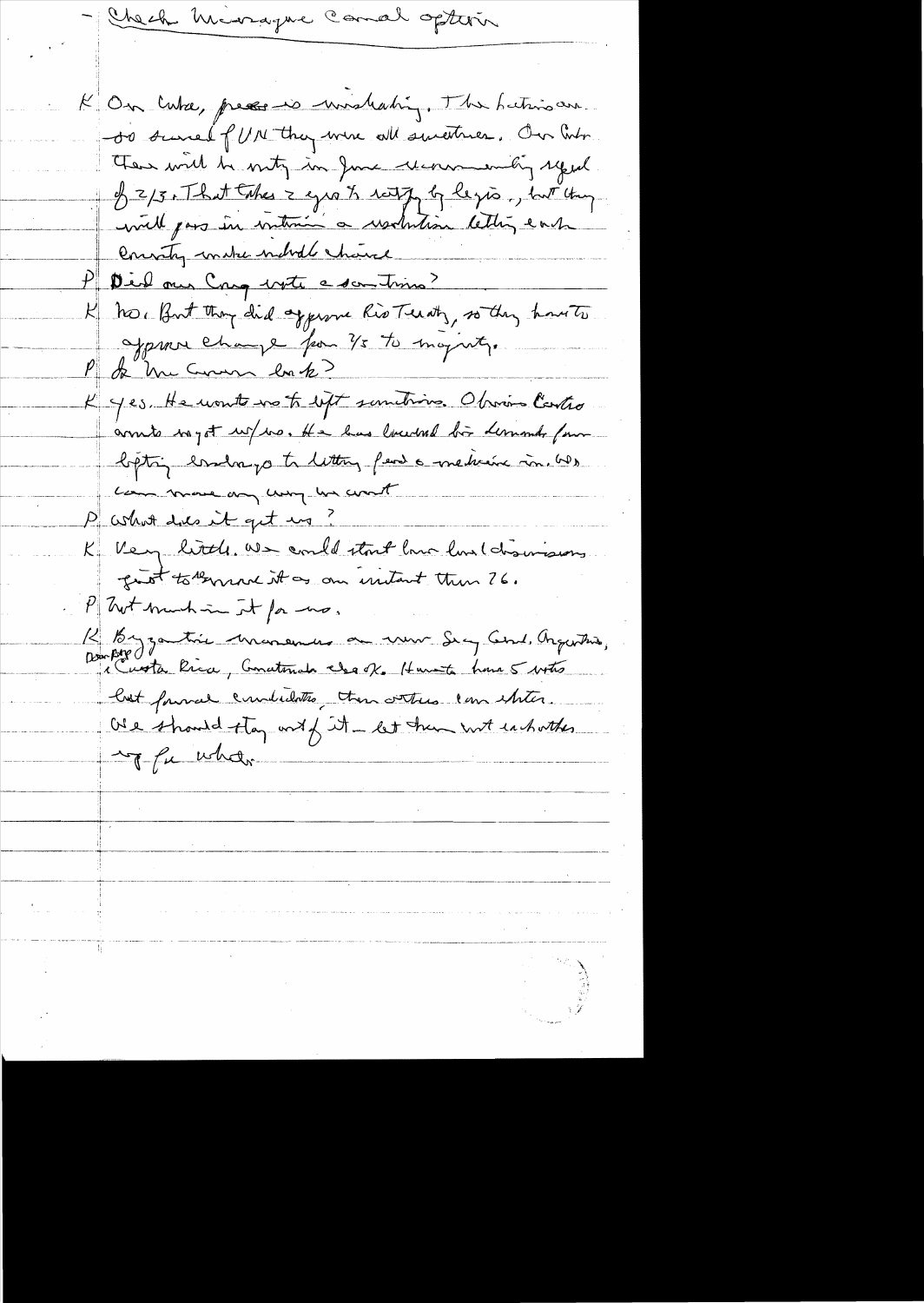- Check Nicaragua Canal option

K On Cuba, process is vindicating. The Latins are so scared of UN they were all swallowed. Our Cont. There will be unity in June unanimously signed by 2/3. That takes 2 yrs to ratify by legis., but they will pass in interim a resolution letting each country make individual choice.

P Did our Cong vote a sanctions?

K No. But they did approve Rio Treaty, so they have to approve change from 2/3 to majority.

P Is Mc Govern back?

K Yes. He wants us to lift sanctions. Obviously Castro wants to get w/us. He has lowered his demands from lifting embargo to letting food & medicine in. We can move any way we want.

P What does it get us?

K Very little. We could start low level discussions just to remove it as an irritant thru 76.

P Not much in it for us.

K Byzantine maneuvers on new Secy Genl. Argentina, Costa Rica, Guatemala etc. Haunts [?] have 5 votes but formal candidates, then others can enter. We should stay out of it — let them eat each other up for a while.